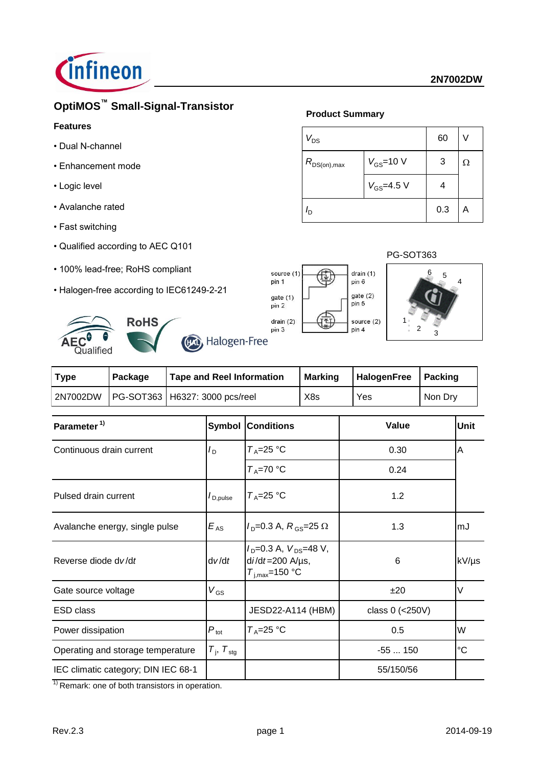# OptiMOS™ Small-Signal-Transistor

**2N7002DW**

### Features

- Dual N-channel
- Enhancement mode
- Logic level
- Avalanche rated
- Fast switching
- Qualified according to AEC Q101
- 100% lead-free; RoHS compliant
- Halogen-free according to IEC61249-2-21

### Product Summary

| $V_{DS}$ | | 60 | V |
|---|---|---|---|
| $R_{DS(on),max}$ | $V_{GS}$=10 V | 3 | Ω |
| | $V_{GS}$=4.5 V | 4 | |
| $I_D$ | | 0.3 | A |

PG-SOT363

source (1) pin 1, gate (1) pin 2, drain (2) pin 3, drain (1) pin 6, gate (2) pin 5, source (2) pin 4

| Type | Package | Tape and Reel Information | Marking | HalogenFree | Packing |
|---|---|---|---|---|---|
| 2N7002DW | PG-SOT363 | H6327: 3000 pcs/reel | X8s | Yes | Non Dry |

| Parameter [1] | Symbol | Conditions | Value | Unit |
|---|---|---|---|---|
| Continuous drain current | $I_D$ | $T_A$=25 °C | 0.30 | A |
| | | $T_A$=70 °C | 0.24 | |
| Pulsed drain current | $I_{D,pulse}$ | $T_A$=25 °C | 1.2 | |
| Avalanche energy, single pulse | $E_{AS}$ | $I_D$=0.3 A, $R_{GS}$=25 Ω | 1.3 | mJ |
| Reverse diode d*v*/d*t* | d*v*/d*t* | $I_D$=0.3 A, $V_{DS}$=48 V, d*i*/d*t*=200 A/µs, $T_{j,max}$=150 °C | 6 | kV/µs |
| Gate source voltage | $V_{GS}$ | | ±20 | V |
| ESD class | | JESD22-A114 (HBM) | class 0 (<250V) | |
| Power dissipation | $P_{tot}$ | $T_A$=25 °C | 0.5 | W |
| Operating and storage temperature | $T_j$, $T_{stg}$ | | -55 ... 150 | °C |
| IEC climatic category; DIN IEC 68-1 | | | 55/150/56 | |

[1] Remark: one of both transistors in operation.

Rev.2.3 2014-09-19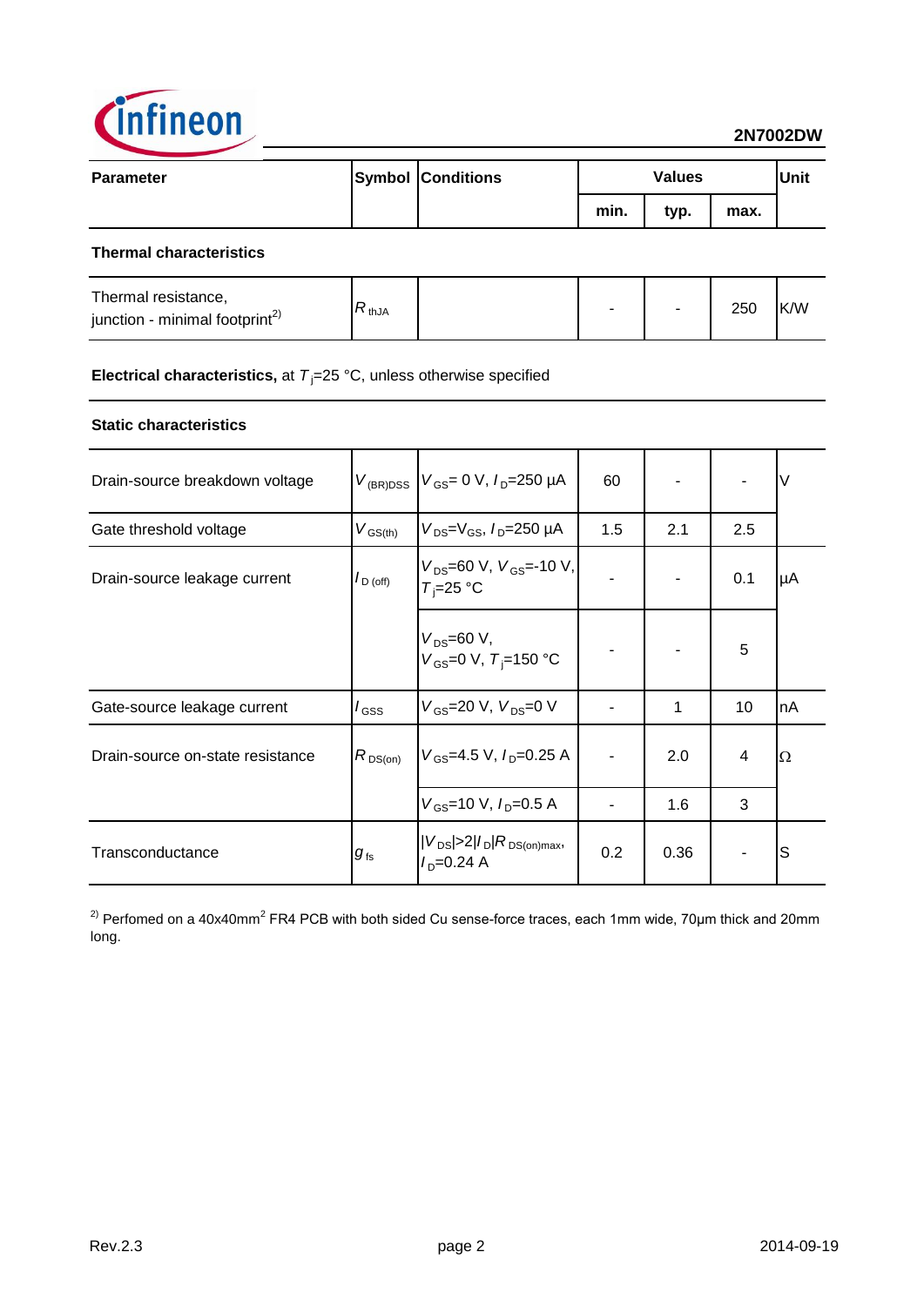| Parameter | Symbol | Conditions | Values | | | Unit |
|---|---|---|---|---|---|---|
| | | | min. | typ. | max. | |
| **Thermal characteristics** | | | | | | |
| Thermal resistance, junction - minimal footprint[2)] | $R_{\text{thJA}}$ | | - | - | 250 | K/W |

**Electrical characteristics,** at $T_j$=25 °C, unless otherwise specified

**Static characteristics**

| Parameter | Symbol | Conditions | min. | typ. | max. | Unit |
|---|---|---|---|---|---|---|
| Drain-source breakdown voltage | $V_{(BR)DSS}$ | $V_{GS}$= 0 V, $I_D$=250 µA | 60 | - | - | V |
| Gate threshold voltage | $V_{GS(th)}$ | $V_{DS}$=$V_{GS}$, $I_D$=250 µA | 1.5 | 2.1 | 2.5 | |
| Drain-source leakage current | $I_{D\,(off)}$ | $V_{DS}$=60 V, $V_{GS}$=-10 V, $T_j$=25 °C | - | - | 0.1 | µA |
| | | $V_{DS}$=60 V, $V_{GS}$=0 V, $T_j$=150 °C | - | - | 5 | |
| Gate-source leakage current | $I_{GSS}$ | $V_{GS}$=20 V, $V_{DS}$=0 V | - | 1 | 10 | nA |
| Drain-source on-state resistance | $R_{DS(on)}$ | $V_{GS}$=4.5 V, $I_D$=0.25 A | - | 2.0 | 4 | Ω |
| | | $V_{GS}$=10 V, $I_D$=0.5 A | - | 1.6 | 3 | |
| Transconductance | $g_{fs}$ | $\|V_{DS}\|>2\|I_D\|R_{DS(on)max}$, $I_D$=0.24 A | 0.2 | 0.36 | - | S |

[2)] Perfomed on a 40x40mm² FR4 PCB with both sided Cu sense-force traces, each 1mm wide, 70µm thick and 20mm long.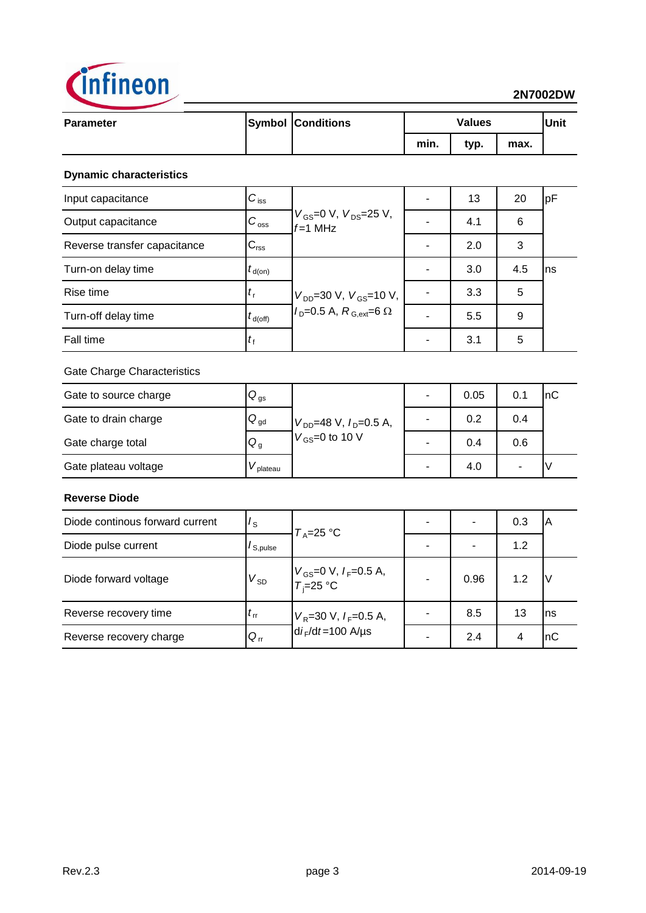| Parameter | Symbol | Conditions | Values | | | Unit |
|---|---|---|---|---|---|---|
| | | | min. | typ. | max. | |
| **Dynamic characteristics** | | | | | | |
| Input capacitance | $C_{iss}$ | $V_{GS}$=0 V, $V_{DS}$=25 V, $f$=1 MHz | - | 13 | 20 | pF |
| Output capacitance | $C_{oss}$ | | - | 4.1 | 6 | |
| Reverse transfer capacitance | $C_{rss}$ | | - | 2.0 | 3 | |
| Turn-on delay time | $t_{d(on)}$ | $V_{DD}$=30 V, $V_{GS}$=10 V, $I_D$=0.5 A, $R_{G,ext}$=6 Ω | - | 3.0 | 4.5 | ns |
| Rise time | $t_r$ | | - | 3.3 | 5 | |
| Turn-off delay time | $t_{d(off)}$ | | - | 5.5 | 9 | |
| Fall time | $t_f$ | | - | 3.1 | 5 | |
| Gate Charge Characteristics | | | | | | |
| Gate to source charge | $Q_{gs}$ | $V_{DD}$=48 V, $I_D$=0.5 A, $V_{GS}$=0 to 10 V | - | 0.05 | 0.1 | nC |
| Gate to drain charge | $Q_{gd}$ | | - | 0.2 | 0.4 | |
| Gate charge total | $Q_g$ | | - | 0.4 | 0.6 | |
| Gate plateau voltage | $V_{plateau}$ | | - | 4.0 | - | V |
| **Reverse Diode** | | | | | | |
| Diode continous forward current | $I_S$ | $T_A$=25 °C | - | - | 0.3 | A |
| Diode pulse current | $I_{S,pulse}$ | | - | - | 1.2 | |
| Diode forward voltage | $V_{SD}$ | $V_{GS}$=0 V, $I_F$=0.5 A, $T_j$=25 °C | - | 0.96 | 1.2 | V |
| Reverse recovery time | $t_{rr}$ | $V_R$=30 V, $I_F$=0.5 A, $di_F/dt$=100 A/µs | - | 8.5 | 13 | ns |
| Reverse recovery charge | $Q_{rr}$ | | - | 2.4 | 4 | nC |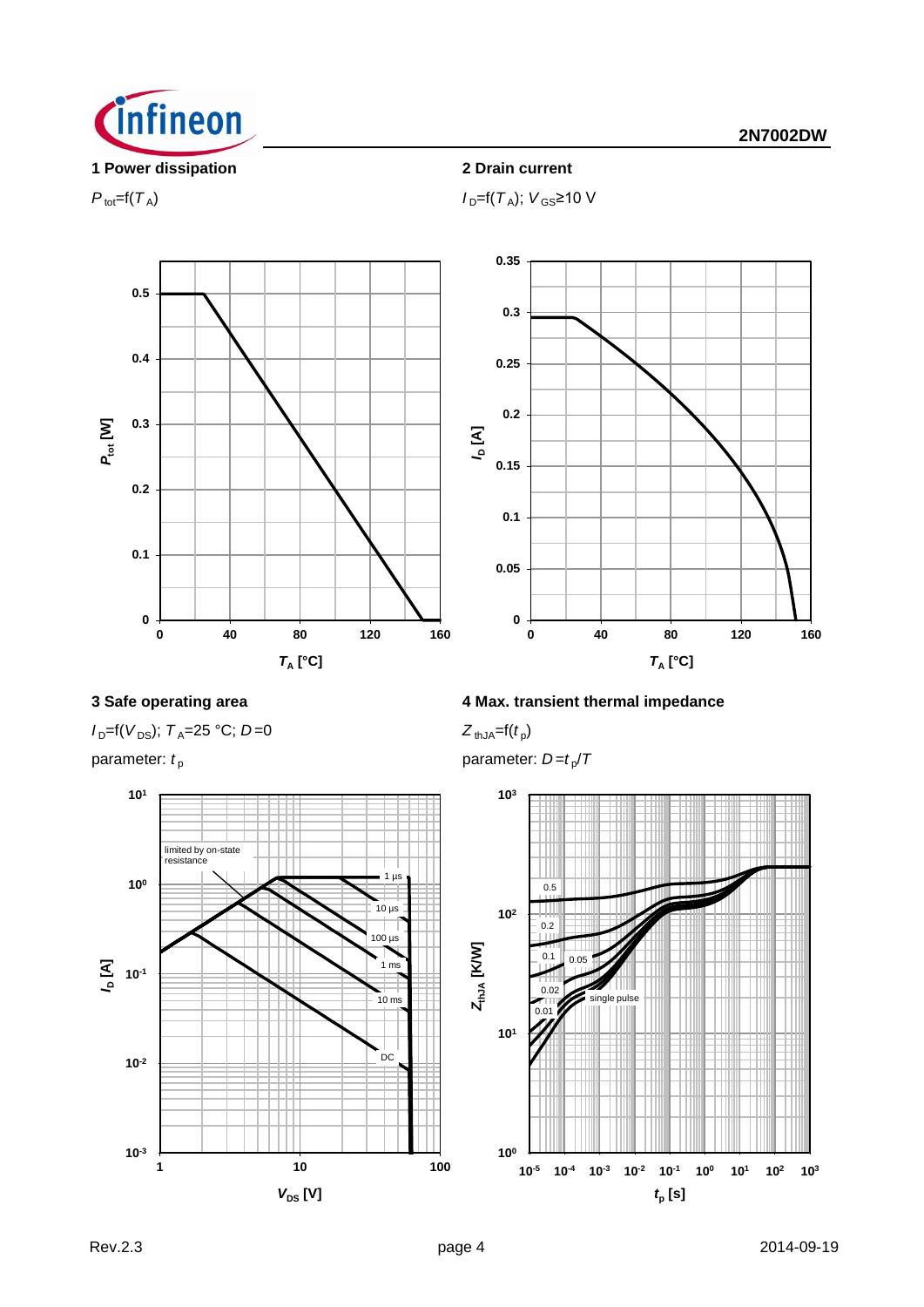### 1 Power dissipation

$P_{tot}$=f($T_A$)

### 2 Drain current

$I_D$=f($T_A$); $V_{GS}$≥10 V

### 3 Safe operating area

$I_D$=f($V_{DS}$); $T_A$=25 °C; $D$=0

parameter: $t_p$

### 4 Max. transient thermal impedance

$Z_{thJA}$=f($t_p$)

parameter: $D$=$t_p$/$T$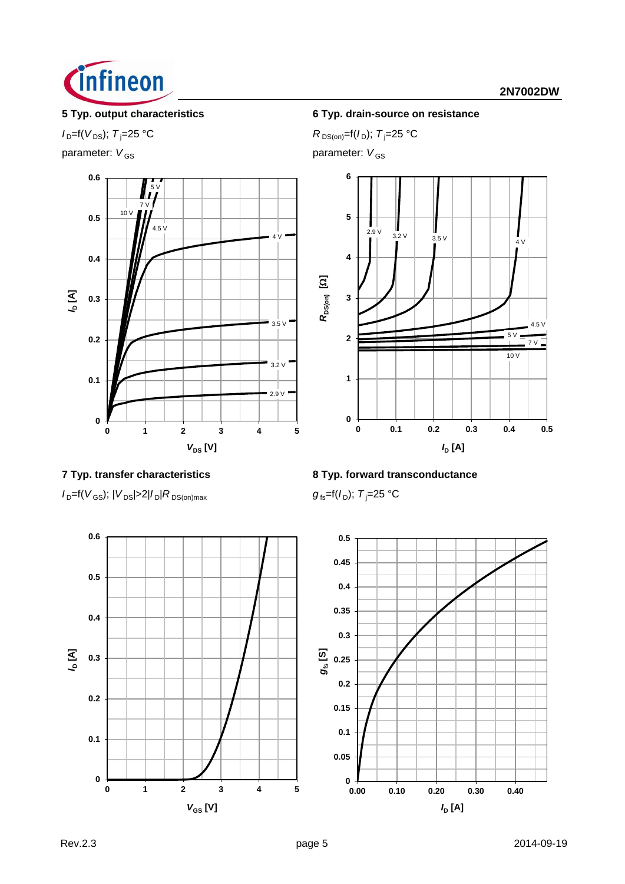### 5 Typ. output characteristics

$I_D=f(V_{DS})$; $T_j=25$ °C

parameter: $V_{GS}$

### 6 Typ. drain-source on resistance

$R_{DS(on)}=f(I_D)$; $T_j=25$ °C

parameter: $V_{GS}$

### 7 Typ. transfer characteristics

$I_D=f(V_{GS})$; $|V_{DS}|>2|I_D|R_{DS(on)max}$

### 8 Typ. forward transconductance

$g_{fs}=f(I_D)$; $T_j=25$ °C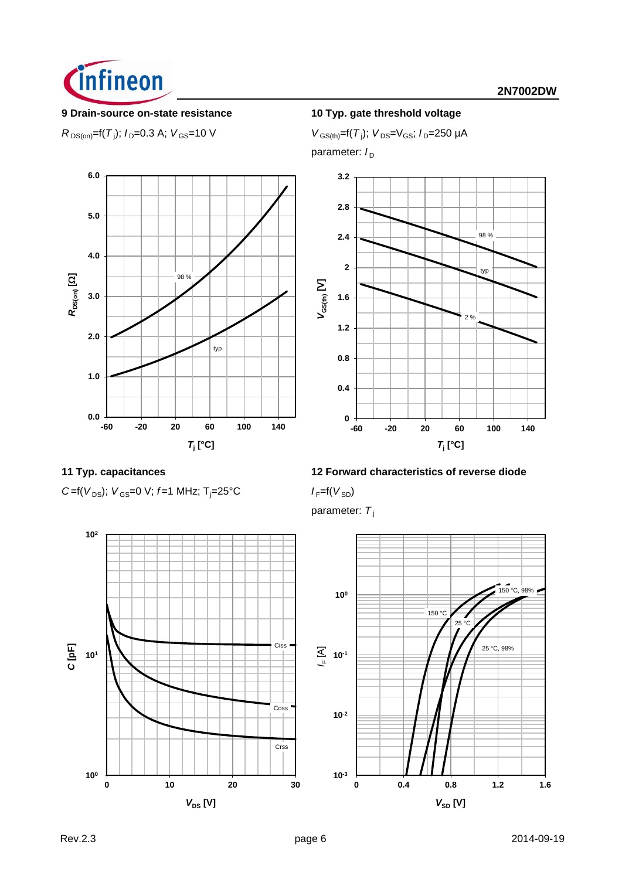### 9 Drain-source on-state resistance

$R_{DS(on)}$=f($T_j$); $I_D$=0.3 A; $V_{GS}$=10 V

### 10 Typ. gate threshold voltage

$V_{GS(th)}$=f($T_j$); $V_{DS}$=$V_{GS}$; $I_D$=250 µA

parameter: $I_D$

### 11 Typ. capacitances

$C$=f($V_{DS}$); $V_{GS}$=0 V; $f$=1 MHz; $T_j$=25°C

### 12 Forward characteristics of reverse diode

$I_F$=f($V_{SD}$)

parameter: $T_j$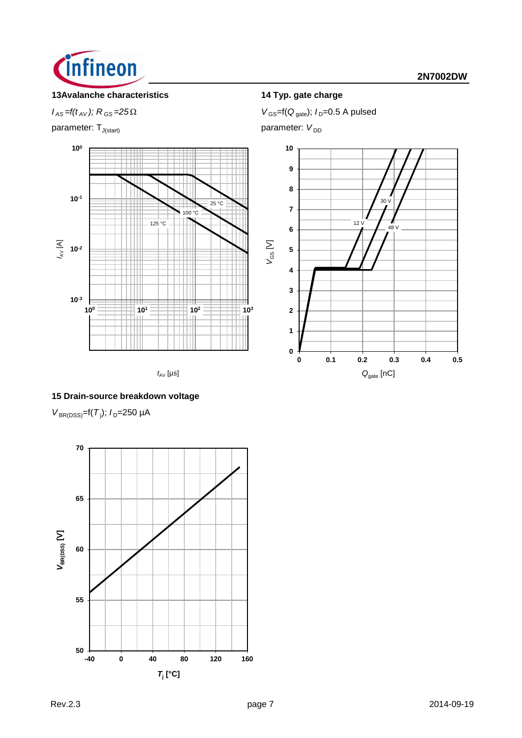### 13 Avalanche characteristics

$I_{AS}=f(t_{AV})$; $R_{GS}=25\,\Omega$

parameter: $T_{J(start)}$

### 14 Typ. gate charge

$V_{GS}=f(Q_{gate})$; $I_D=0.5$ A pulsed

parameter: $V_{DD}$

### 15 Drain-source breakdown voltage

$V_{BR(DSS)}=f(T_j)$; $I_D=250$ µA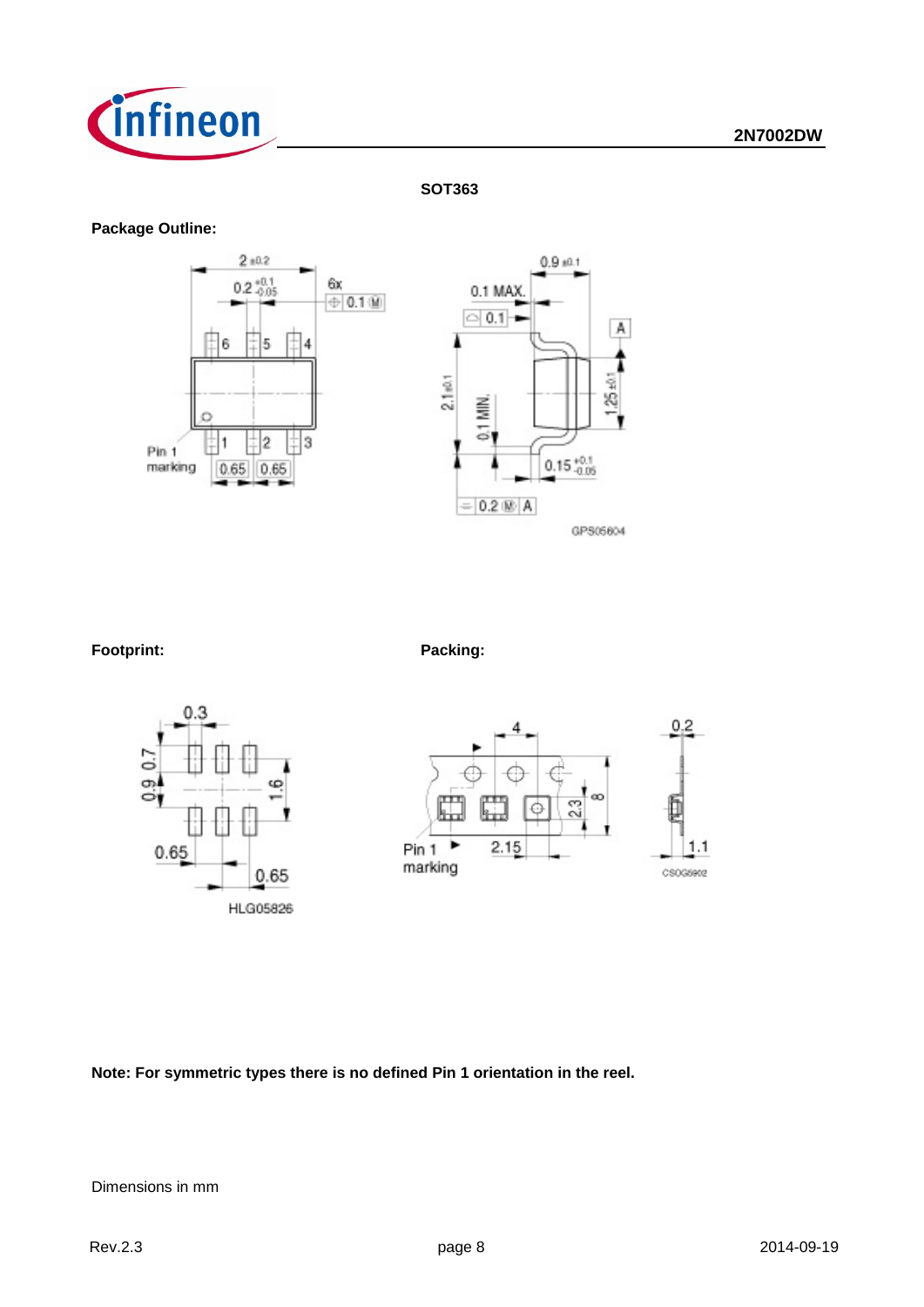## SOT363

**Package Outline:**

**Footprint:**

**Packing:**

**Note: For symmetric types there is no defined Pin 1 orientation in the reel.**

Dimensions in mm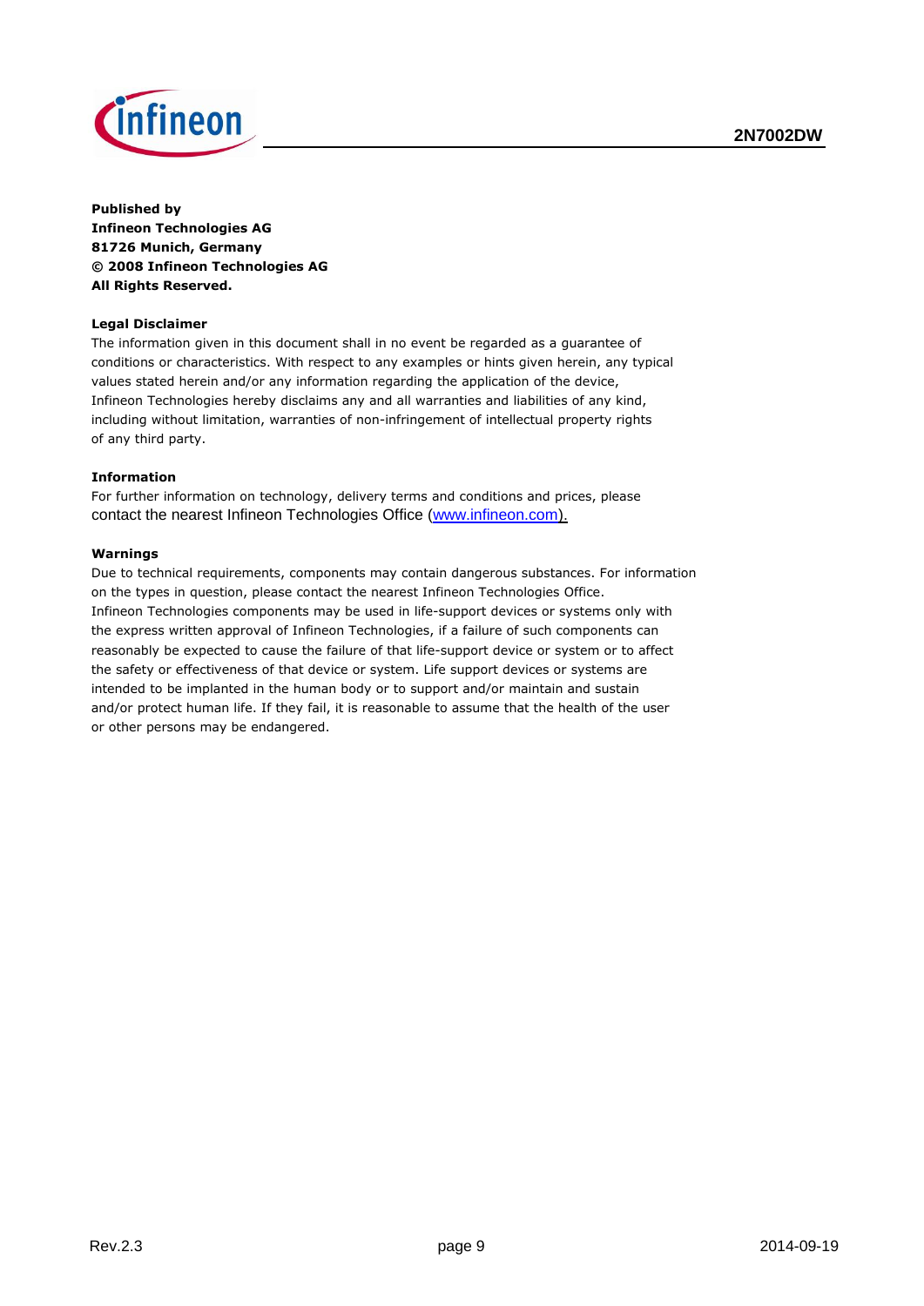**Published by**
**Infineon Technologies AG**
**81726 Munich, Germany**
**© 2008 Infineon Technologies AG**
**All Rights Reserved.**

**Legal Disclaimer**

The information given in this document shall in no event be regarded as a guarantee of conditions or characteristics. With respect to any examples or hints given herein, any typical values stated herein and/or any information regarding the application of the device, Infineon Technologies hereby disclaims any and all warranties and liabilities of any kind, including without limitation, warranties of non-infringement of intellectual property rights of any third party.

**Information**

For further information on technology, delivery terms and conditions and prices, please contact the nearest Infineon Technologies Office (www.infineon.com).

**Warnings**

Due to technical requirements, components may contain dangerous substances. For information on the types in question, please contact the nearest Infineon Technologies Office.
Infineon Technologies components may be used in life-support devices or systems only with the express written approval of Infineon Technologies, if a failure of such components can reasonably be expected to cause the failure of that life-support device or system or to affect the safety or effectiveness of that device or system. Life support devices or systems are intended to be implanted in the human body or to support and/or maintain and sustain and/or protect human life. If they fail, it is reasonable to assume that the health of the user or other persons may be endangered.